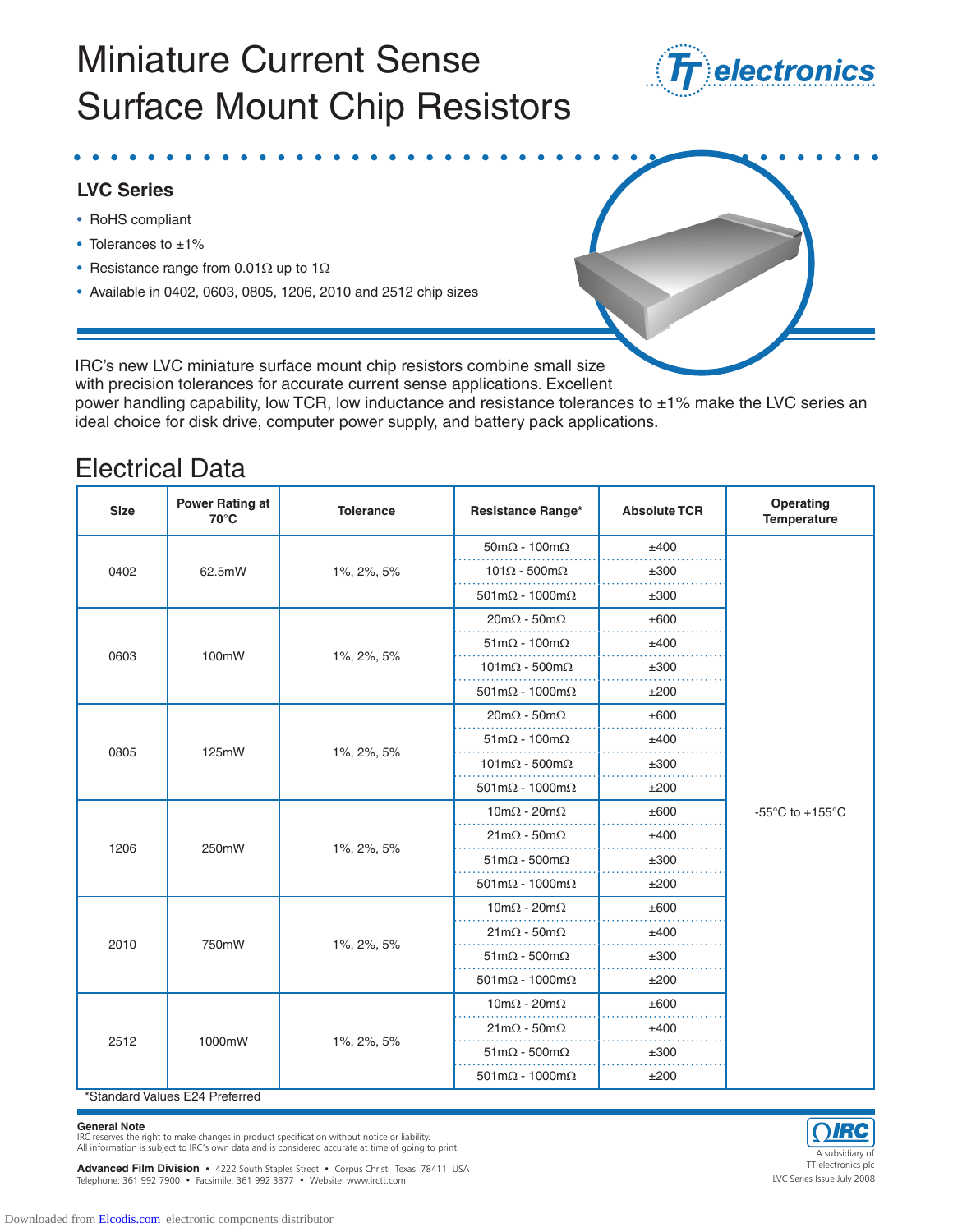# Miniature Current Sense Surface Mount Chip Resistors

## LVC Series

- RoHS compliant
- Tolerances to ±1%
- Resistance range from 0.01Ω up to 1Ω
- Available in 0402, 0603, 0805, 1206, 2010 and 2512 chip sizes

IRC's new LVC miniature surface mount chip resistors combine small size with precision tolerances for accurate current sense applications. Excellent power handling capability, low TCR, low inductance and resistance tolerances to ±1% make the LVC series an ideal choice for disk drive, computer power supply, and battery pack applications.

## Electrical Data

| Size | Power Rating at 70°C | Tolerance | Resistance Range* | Absolute TCR | Operating Temperature |
|---|---|---|---|---|---|
| 0402 | 62.5mW | 1%, 2%, 5% | 50mΩ - 100mΩ | ±400 | -55°C to +155°C |
| | | | 101Ω - 500mΩ | ±300 | |
| | | | 501mΩ - 1000mΩ | ±300 | |
| 0603 | 100mW | 1%, 2%, 5% | 20mΩ - 50mΩ | ±600 | |
| | | | 51mΩ - 100mΩ | ±400 | |
| | | | 101mΩ - 500mΩ | ±300 | |
| | | | 501mΩ - 1000mΩ | ±200 | |
| 0805 | 125mW | 1%, 2%, 5% | 20mΩ - 50mΩ | ±600 | |
| | | | 51mΩ - 100mΩ | ±400 | |
| | | | 101mΩ - 500mΩ | ±300 | |
| | | | 501mΩ - 1000mΩ | ±200 | |
| 1206 | 250mW | 1%, 2%, 5% | 10mΩ - 20mΩ | ±600 | |
| | | | 21mΩ - 50mΩ | ±400 | |
| | | | 51mΩ - 500mΩ | ±300 | |
| | | | 501mΩ - 1000mΩ | ±200 | |
| 2010 | 750mW | 1%, 2%, 5% | 10mΩ - 20mΩ | ±600 | |
| | | | 21mΩ - 50mΩ | ±400 | |
| | | | 51mΩ - 500mΩ | ±300 | |
| | | | 501mΩ - 1000mΩ | ±200 | |
| 2512 | 1000mW | 1%, 2%, 5% | 10mΩ - 20mΩ | ±600 | |
| | | | 21mΩ - 50mΩ | ±400 | |
| | | | 51mΩ - 500mΩ | ±300 | |
| | | | 501mΩ - 1000mΩ | ±200 | |

*Standard Values E24 Preferred

**General Note**
IRC reserves the right to make changes in product specification without notice or liability.
All information is subject to IRC's own data and is considered accurate at time of going to print.

**Advanced Film Division** • 4222 South Staples Street • Corpus Christi Texas 78411 USA
Telephone: 361 992 7900 • Facsimile: 361 992 3377 • Website: www.irctt.com

A subsidiary of TT electronics plc
LVC Series Issue July 2008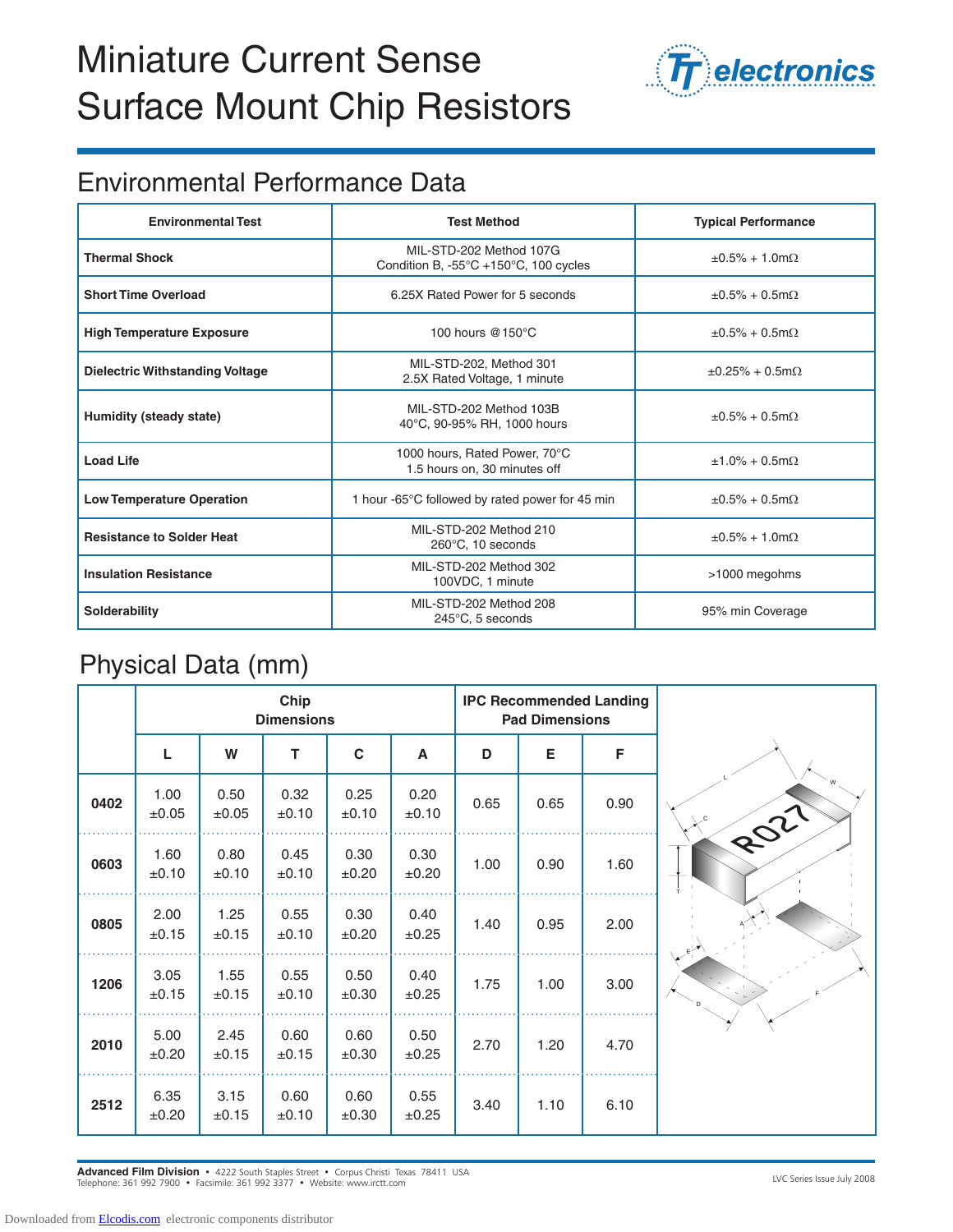# Miniature Current Sense Surface Mount Chip Resistors

## Environmental Performance Data

| Environmental Test | Test Method | Typical Performance |
|---|---|---|
| **Thermal Shock** | MIL-STD-202 Method 107G Condition B, -55°C +150°C, 100 cycles | ±0.5% + 1.0mΩ |
| **Short Time Overload** | 6.25X Rated Power for 5 seconds | ±0.5% + 0.5mΩ |
| **High Temperature Exposure** | 100 hours @150°C | ±0.5% + 0.5mΩ |
| **Dielectric Withstanding Voltage** | MIL-STD-202, Method 301 2.5X Rated Voltage, 1 minute | ±0.25% + 0.5mΩ |
| **Humidity (steady state)** | MIL-STD-202 Method 103B 40°C, 90-95% RH, 1000 hours | ±0.5% + 0.5mΩ |
| **Load Life** | 1000 hours, Rated Power, 70°C 1.5 hours on, 30 minutes off | ±1.0% + 0.5mΩ |
| **Low Temperature Operation** | 1 hour -65°C followed by rated power for 45 min | ±0.5% + 0.5mΩ |
| **Resistance to Solder Heat** | MIL-STD-202 Method 210 260°C, 10 seconds | ±0.5% + 1.0mΩ |
| **Insulation Resistance** | MIL-STD-202 Method 302 100VDC, 1 minute | >1000 megohms |
| **Solderability** | MIL-STD-202 Method 208 245°C, 5 seconds | 95% min Coverage |

## Physical Data (mm)

| | Chip Dimensions | | | | | IPC Recommended Landing Pad Dimensions | | |
|---|---|---|---|---|---|---|---|---|
| | L | W | T | C | A | D | E | F |
| **0402** | 1.00 ±0.05 | 0.50 ±0.05 | 0.32 ±0.10 | 0.25 ±0.10 | 0.20 ±0.10 | 0.65 | 0.65 | 0.90 |
| **0603** | 1.60 ±0.10 | 0.80 ±0.10 | 0.45 ±0.10 | 0.30 ±0.20 | 0.30 ±0.20 | 1.00 | 0.90 | 1.60 |
| **0805** | 2.00 ±0.15 | 1.25 ±0.15 | 0.55 ±0.10 | 0.30 ±0.20 | 0.40 ±0.25 | 1.40 | 0.95 | 2.00 |
| **1206** | 3.05 ±0.15 | 1.55 ±0.15 | 0.55 ±0.10 | 0.50 ±0.30 | 0.40 ±0.25 | 1.75 | 1.00 | 3.00 |
| **2010** | 5.00 ±0.20 | 2.45 ±0.15 | 0.60 ±0.15 | 0.60 ±0.30 | 0.50 ±0.25 | 2.70 | 1.20 | 4.70 |
| **2512** | 6.35 ±0.20 | 3.15 ±0.15 | 0.60 ±0.10 | 0.60 ±0.30 | 0.55 ±0.25 | 3.40 | 1.10 | 6.10 |

**Advanced Film Division** • 4222 South Staples Street • Corpus Christi Texas 78411 USA
Telephone: 361 992 7900 • Facsimile: 361 992 3377 • Website: www.irctt.com

LVC Series Issue July 2008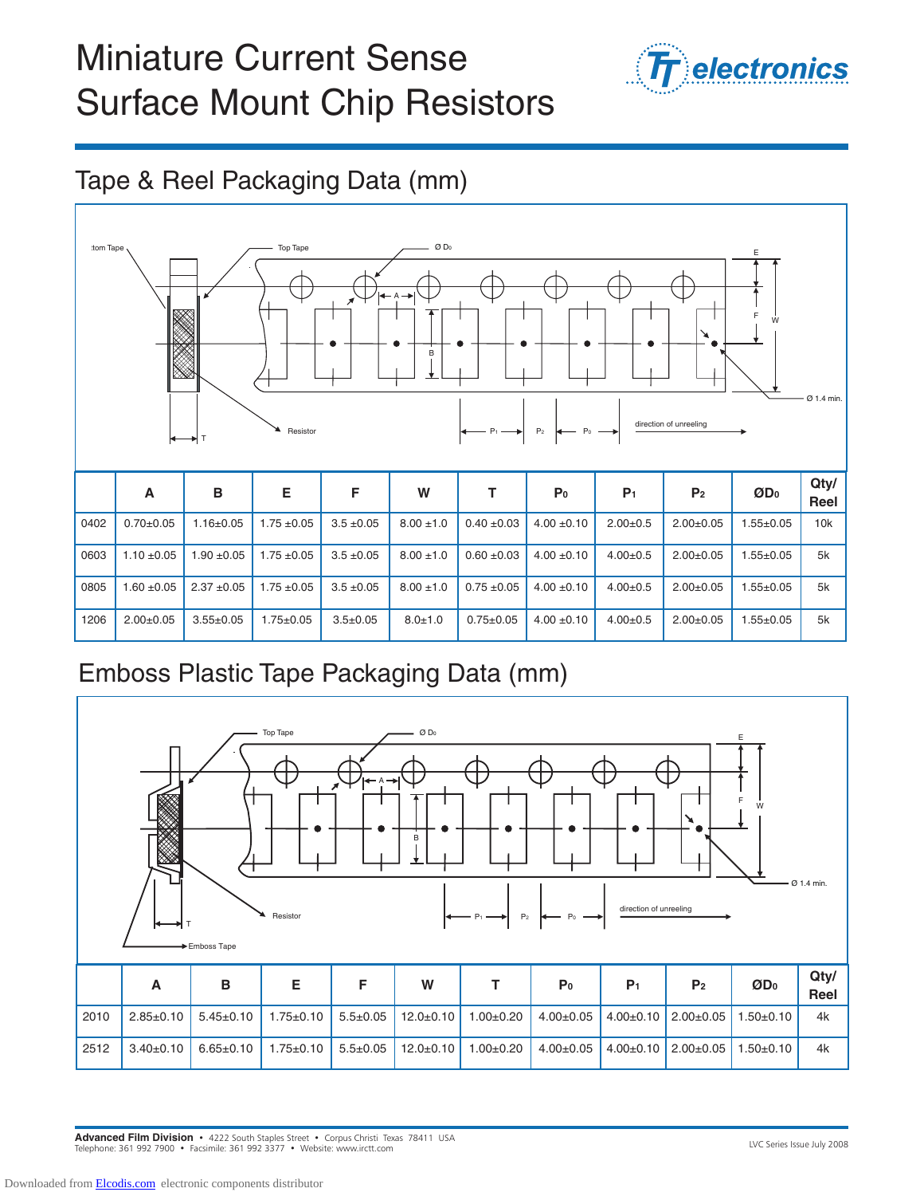# Miniature Current Sense Surface Mount Chip Resistors

## Tape & Reel Packaging Data (mm)

| | A | B | E | F | W | T | $P_0$ | $P_1$ | $P_2$ | $ØD_0$ | Qty/ Reel |
|---|---|---|---|---|---|---|---|---|---|---|---|
| 0402 | 0.70±0.05 | 1.16±0.05 | 1.75 ±0.05 | 3.5 ±0.05 | 8.00 ±1.0 | 0.40 ±0.03 | 4.00 ±0.10 | 2.00±0.5 | 2.00±0.05 | 1.55±0.05 | 10k |
| 0603 | 1.10 ±0.05 | 1.90 ±0.05 | 1.75 ±0.05 | 3.5 ±0.05 | 8.00 ±1.0 | 0.60 ±0.03 | 4.00 ±0.10 | 4.00±0.5 | 2.00±0.05 | 1.55±0.05 | 5k |
| 0805 | 1.60 ±0.05 | 2.37 ±0.05 | 1.75 ±0.05 | 3.5 ±0.05 | 8.00 ±1.0 | 0.75 ±0.05 | 4.00 ±0.10 | 4.00±0.5 | 2.00±0.05 | 1.55±0.05 | 5k |
| 1206 | 2.00±0.05 | 3.55±0.05 | 1.75±0.05 | 3.5±0.05 | 8.0±1.0 | 0.75±0.05 | 4.00 ±0.10 | 4.00±0.5 | 2.00±0.05 | 1.55±0.05 | 5k |

## Emboss Plastic Tape Packaging Data (mm)

| | A | B | E | F | W | T | $P_0$ | $P_1$ | $P_2$ | $ØD_0$ | Qty/ Reel |
|---|---|---|---|---|---|---|---|---|---|---|---|
| 2010 | 2.85±0.10 | 5.45±0.10 | 1.75±0.10 | 5.5±0.05 | 12.0±0.10 | 1.00±0.20 | 4.00±0.05 | 4.00±0.10 | 2.00±0.05 | 1.50±0.10 | 4k |
| 2512 | 3.40±0.10 | 6.65±0.10 | 1.75±0.10 | 5.5±0.05 | 12.0±0.10 | 1.00±0.20 | 4.00±0.05 | 4.00±0.10 | 2.00±0.05 | 1.50±0.10 | 4k |

**Advanced Film Division** • 4222 South Staples Street • Corpus Christi Texas 78411 USA
Telephone: 361 992 7900 • Facsimile: 361 992 3377 • Website: www.irctt.com

LVC Series Issue July 2008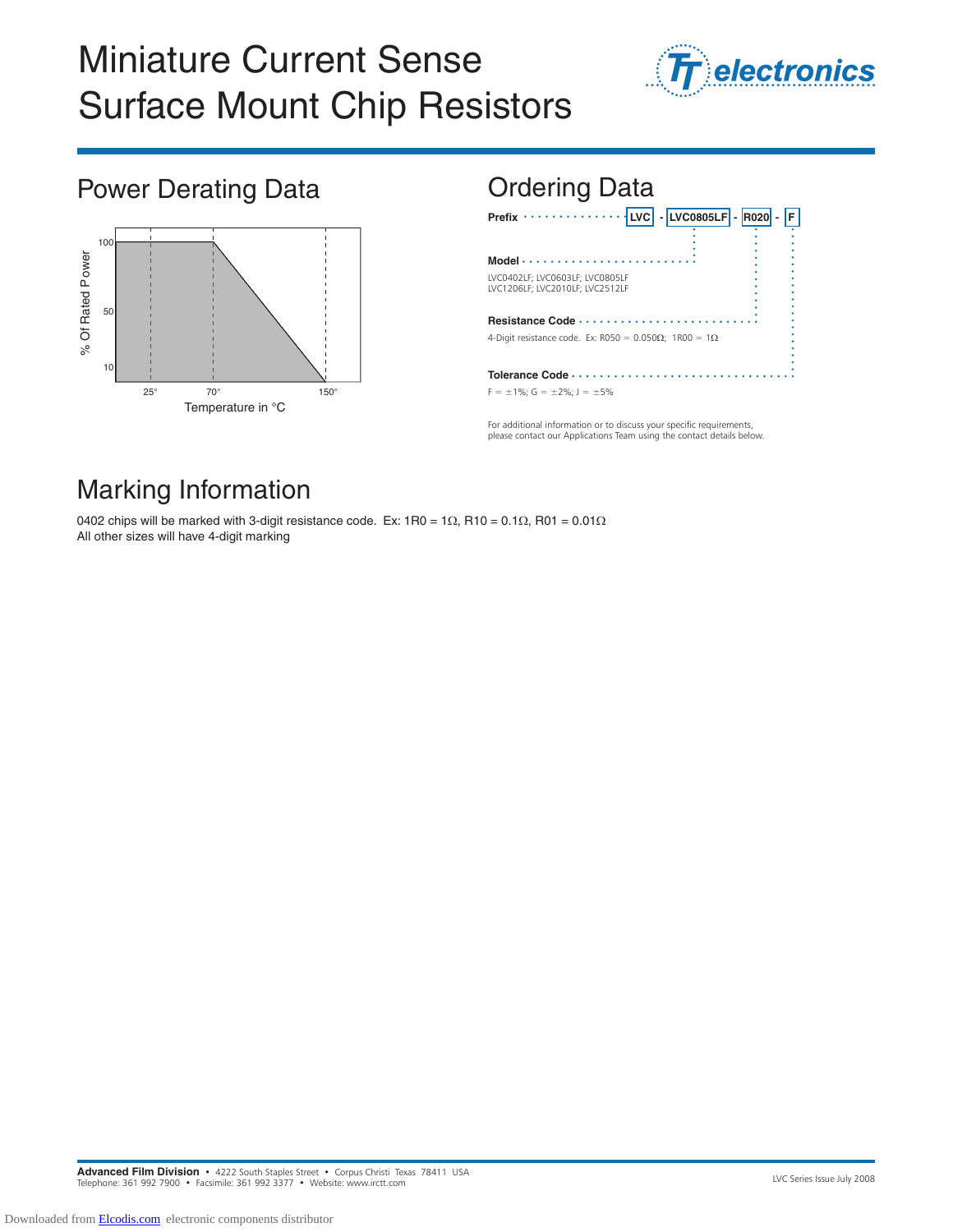# Miniature Current Sense Surface Mount Chip Resistors

## Power Derating Data

100

50

10

% Of Rated Power

25°

70°

150°

Temperature in °C

## Ordering Data

**Prefix** LVC - LVC0805LF - R020 - F

**Model**

LVC0402LF; LVC0603LF; LVC0805LF
LVC1206LF; LVC2010LF; LVC2512LF

**Resistance Code**

4-Digit resistance code. Ex: R050 = 0.050Ω; 1R00 = 1Ω

**Tolerance Code**

F = ±1%; G = ±2%; J = ±5%

For additional information or to discuss your specific requirements, please contact our Applications Team using the contact details below.

## Marking Information

0402 chips will be marked with 3-digit resistance code. Ex: 1R0 = 1Ω, R10 = 0.1Ω, R01 = 0.01Ω
All other sizes will have 4-digit marking

**Advanced Film Division** • 4222 South Staples Street • Corpus Christi Texas 78411 USA
Telephone: 361 992 7900 • Facsimile: 361 992 3377 • Website: www.irctt.com

LVC Series Issue July 2008